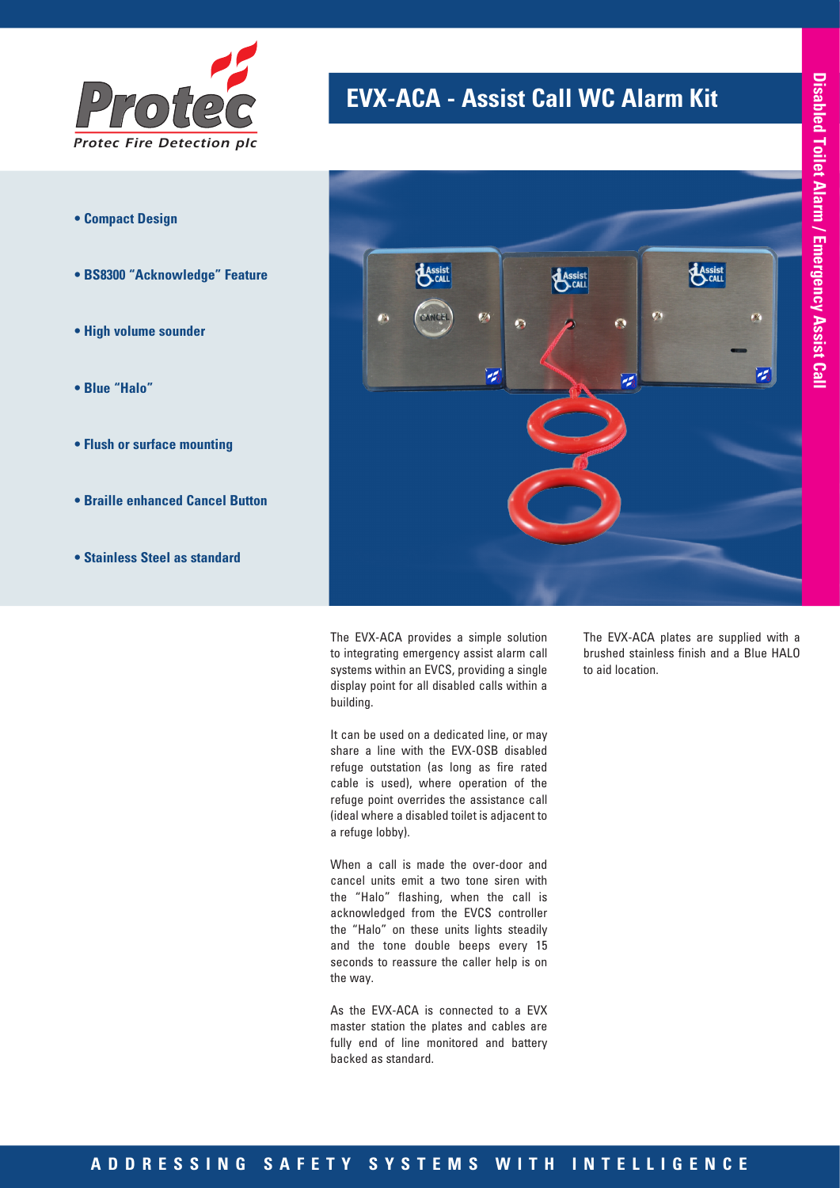Protec

*Protec Fire Detection plc*

# EVX-ACA - Assist Call WC Alarm Kit

**Disabled Toilet Alarm / Emergency Assist Call**

- **Compact Design**
- **BS8300 "Acknowledge" Feature**
- **High volume sounder**
- **Blue "Halo"**
- **Flush or surface mounting**
- **Braille enhanced Cancel Button**
- **Stainless Steel as standard**

The EVX-ACA provides a simple solution to integrating emergency assist alarm call systems within an EVCS, providing a single display point for all disabled calls within a building.

It can be used on a dedicated line, or may share a line with the EVX-OSB disabled refuge outstation (as long as fire rated cable is used), where operation of the refuge point overrides the assistance call (ideal where a disabled toilet is adjacent to a refuge lobby).

When a call is made the over-door and cancel units emit a two tone siren with the "Halo" flashing, when the call is acknowledged from the EVCS controller the "Halo" on these units lights steadily and the tone double beeps every 15 seconds to reassure the caller help is on the way.

As the EVX-ACA is connected to a EVX master station the plates and cables are fully end of line monitored and battery backed as standard.

The EVX-ACA plates are supplied with a brushed stainless finish and a Blue HALO to aid location.

**ADDRESSING SAFETY SYSTEMS WITH INTELLIGENCE**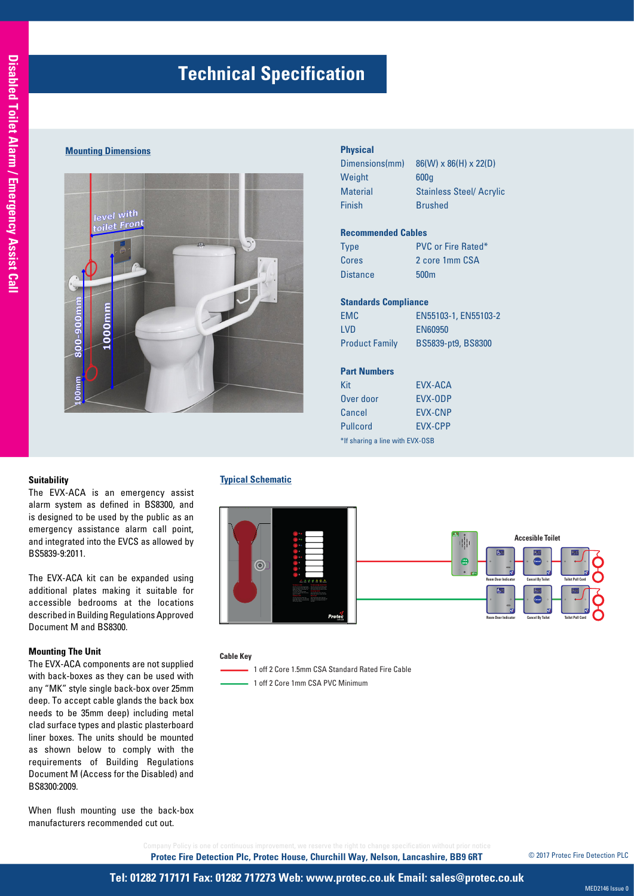# Technical Specification

## Mounting Dimensions

level with toilet Front

800-900mm

1000mm

100mm

### Physical

| | |
|---|---|
| Dimensions(mm) | 86(W) x 86(H) x 22(D) |
| Weight | 600g |
| Material | Stainless Steel/ Acrylic |
| Finish | Brushed |

### Recommended Cables

| | |
|---|---|
| Type | PVC or Fire Rated* |
| Cores | 2 core 1mm CSA |
| Distance | 500m |

### Standards Compliance

| | |
|---|---|
| EMC | EN55103-1, EN55103-2 |
| LVD | EN60950 |
| Product Family | BS5839-pt9, BS8300 |

### Part Numbers

| | |
|---|---|
| Kit | EVX-ACA |
| Over door | EVX-ODP |
| Cancel | EVX-CNP |
| Pullcord | EVX-CPP |

*If sharing a line with EVX-OSB

### Suitability

The EVX-ACA is an emergency assist alarm system as defined in BS8300, and is designed to be used by the public as an emergency assistance alarm call point, and integrated into the EVCS as allowed by BS5839-9:2011.

The EVX-ACA kit can be expanded using additional plates making it suitable for accessible bedrooms at the locations described in Building Regulations Approved Document M and BS8300.

### Mounting The Unit

The EVX-ACA components are not supplied with back-boxes as they can be used with any "MK" style single back-box over 25mm deep. To accept cable glands the back box needs to be 35mm deep) including metal clad surface types and plastic plasterboard liner boxes. The units should be mounted as shown below to comply with the requirements of Building Regulations Document M (Access for the Disabled) and BS8300:2009.

When flush mounting use the back-box manufacturers recommended cut out.

## Typical Schematic

Accesible Toilet

Room Door Indicator

Cancel By Toilet

Toilet Pull Cord

Room Door Indicator

Cancel By Toilet

Toilet Pull Cord

**Cable Key**

1 off 2 Core 1.5mm CSA Standard Rated Fire Cable

1 off 2 Core 1mm CSA PVC Minimum

Company Policy is one of continuous improvement, we reserve the right to change specification without prior notice

**Protec Fire Detection Plc, Protec House, Churchill Way, Nelson, Lancashire, BB9 6RT**

© 2017 Protec Fire Detection PLC

**Tel: 01282 717171 Fax: 01282 717273 Web: www.protec.co.uk Email: sales@protec.co.uk**

MED2146 Issue 0